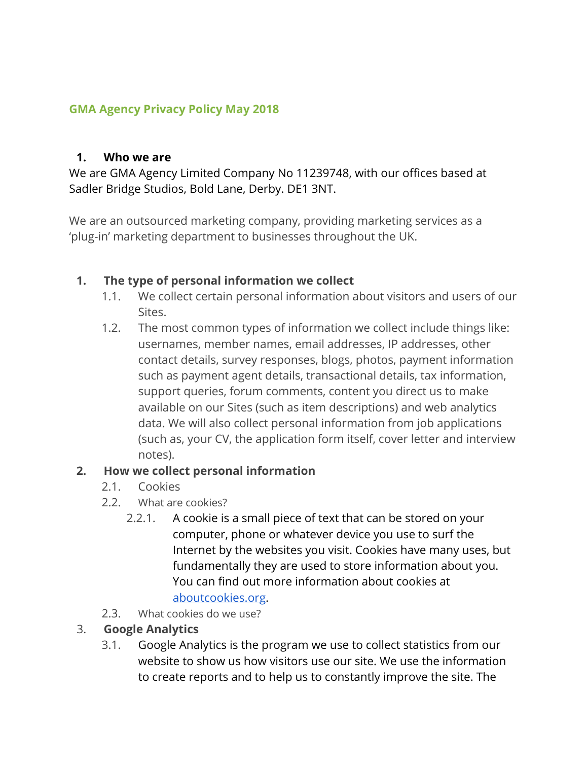## GMA Agency Privacy Policy May 2018

### 1. Who we are

We are GMA Agency Limited Company No 11239748, with our offices based at Sadler Bridge Studios, Bold Lane, Derby. DE1 3NT.

We are an outsourced marketing company, providing marketing services as a 'plug-in' marketing department to businesses throughout the UK.

### 1. The type of personal information we collect

1.1. We collect certain personal information about visitors and users of our Sites.

1.2. The most common types of information we collect include things like: usernames, member names, email addresses, IP addresses, other contact details, survey responses, blogs, photos, payment information such as payment agent details, transactional details, tax information, support queries, forum comments, content you direct us to make available on our Sites (such as item descriptions) and web analytics data. We will also collect personal information from job applications (such as, your CV, the application form itself, cover letter and interview notes).

### 2. How we collect personal information

2.1. Cookies

2.2. What are cookies?

2.2.1. A cookie is a small piece of text that can be stored on your computer, phone or whatever device you use to surf the Internet by the websites you visit. Cookies have many uses, but fundamentally they are used to store information about you. You can find out more information about cookies at [aboutcookies.org](aboutcookies.org).

2.3. What cookies do we use?

### 3. Google Analytics

3.1. Google Analytics is the program we use to collect statistics from our website to show us how visitors use our site. We use the information to create reports and to help us to constantly improve the site. The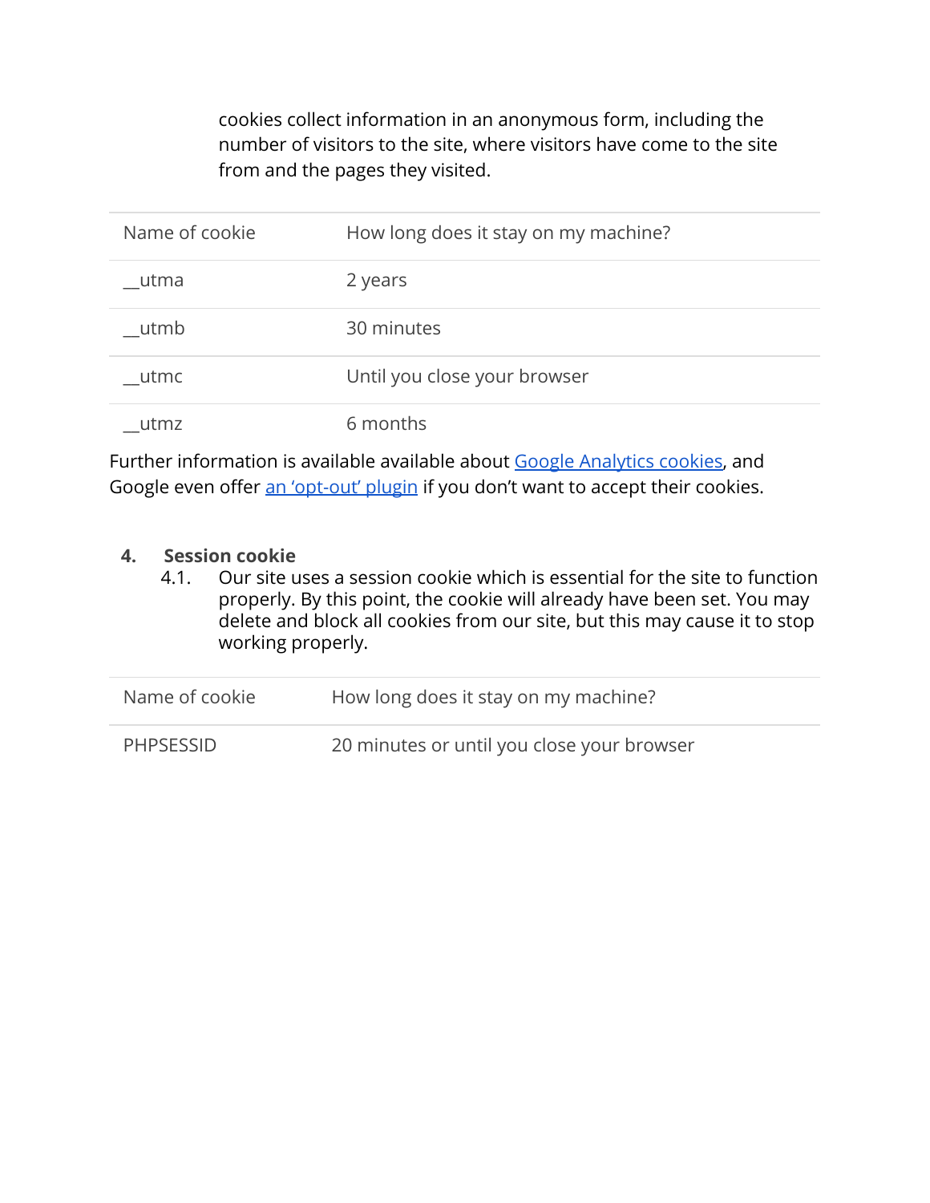cookies collect information in an anonymous form, including the number of visitors to the site, where visitors have come to the site from and the pages they visited.

| Name of cookie | How long does it stay on my machine? |
| --- | --- |
| __utma | 2 years |
| __utmb | 30 minutes |
| __utmc | Until you close your browser |
| __utmz | 6 months |

Further information is available available about Google Analytics cookies, and Google even offer an 'opt-out' plugin if you don't want to accept their cookies.

## 4. Session cookie

4.1. Our site uses a session cookie which is essential for the site to function properly. By this point, the cookie will already have been set. You may delete and block all cookies from our site, but this may cause it to stop working properly.

| Name of cookie | How long does it stay on my machine? |
| --- | --- |
| PHPSESSID | 20 minutes or until you close your browser |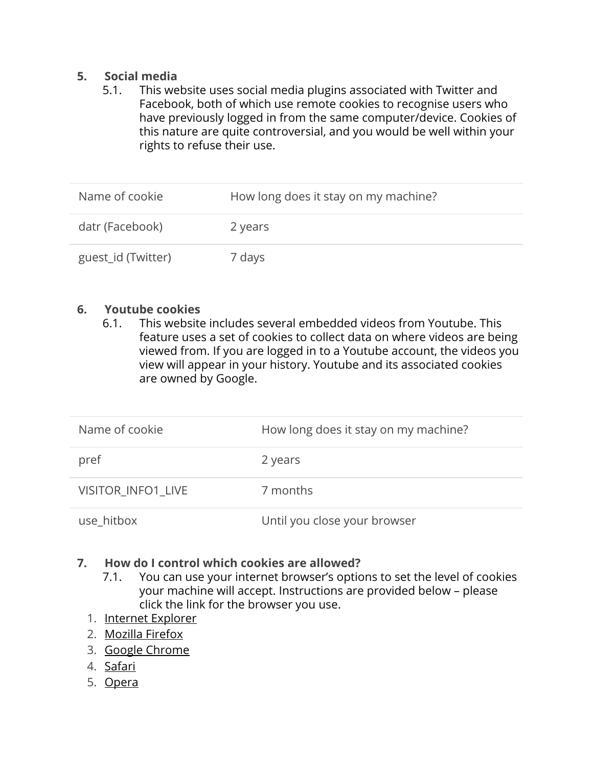## 5. Social media

5.1. This website uses social media plugins associated with Twitter and Facebook, both of which use remote cookies to recognise users who have previously logged in from the same computer/device. Cookies of this nature are quite controversial, and you would be well within your rights to refuse their use.

| Name of cookie | How long does it stay on my machine? |
| --- | --- |
| datr (Facebook) | 2 years |
| guest_id (Twitter) | 7 days |

## 6. Youtube cookies

6.1. This website includes several embedded videos from Youtube. This feature uses a set of cookies to collect data on where videos are being viewed from. If you are logged in to a Youtube account, the videos you view will appear in your history. Youtube and its associated cookies are owned by Google.

| Name of cookie | How long does it stay on my machine? |
| --- | --- |
| pref | 2 years |
| VISITOR_INFO1_LIVE | 7 months |
| use_hitbox | Until you close your browser |

## 7. How do I control which cookies are allowed?

7.1. You can use your internet browser's options to set the level of cookies your machine will accept. Instructions are provided below – please click the link for the browser you use.

1. Internet Explorer
2. Mozilla Firefox
3. Google Chrome
4. Safari
5. Opera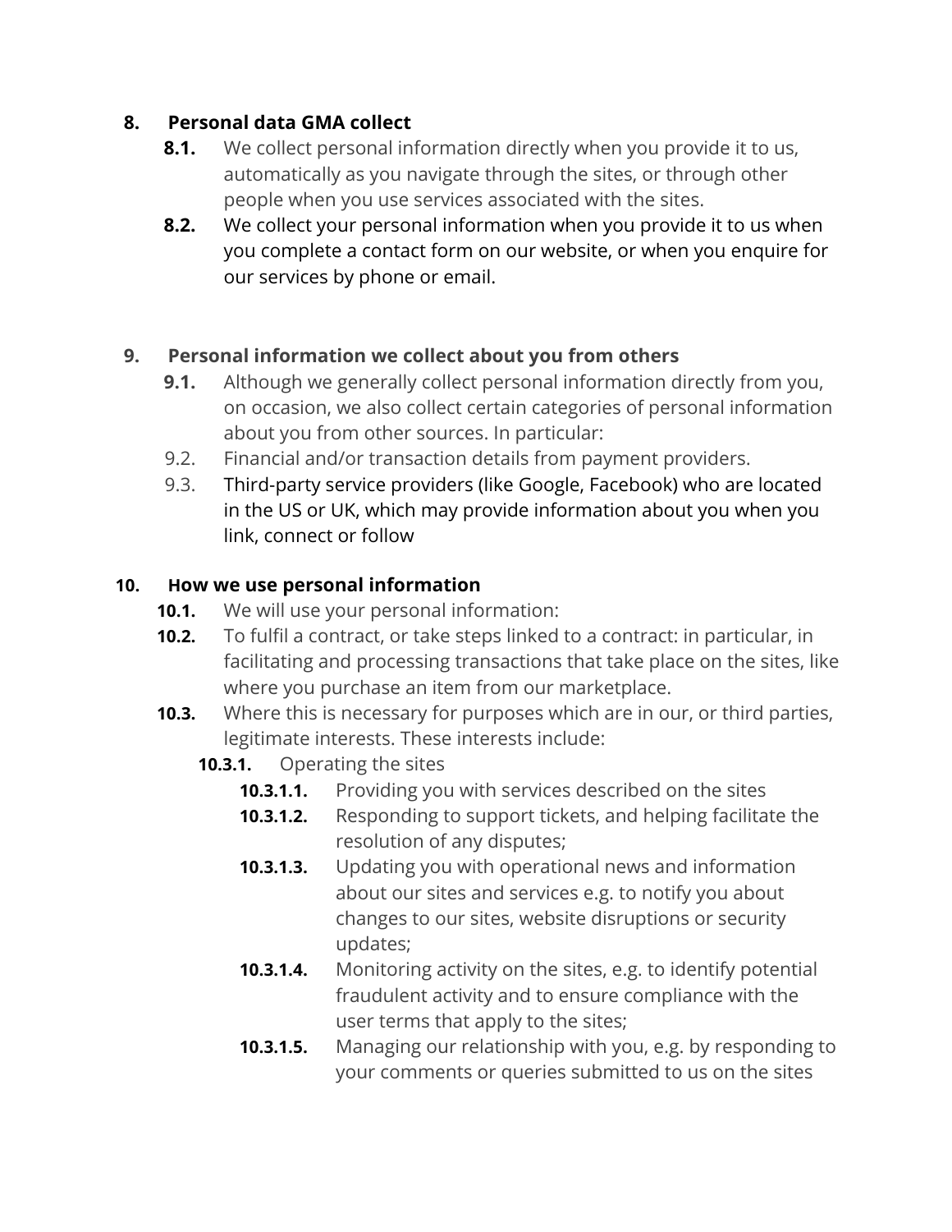## 8. Personal data GMA collect

**8.1.** We collect personal information directly when you provide it to us, automatically as you navigate through the sites, or through other people when you use services associated with the sites.

**8.2.** We collect your personal information when you provide it to us when you complete a contact form on our website, or when you enquire for our services by phone or email.

## 9. Personal information we collect about you from others

**9.1.** Although we generally collect personal information directly from you, on occasion, we also collect certain categories of personal information about you from other sources. In particular:

9.2. Financial and/or transaction details from payment providers.

9.3. Third-party service providers (like Google, Facebook) who are located in the US or UK, which may provide information about you when you link, connect or follow

## 10. How we use personal information

**10.1.** We will use your personal information:

**10.2.** To fulfil a contract, or take steps linked to a contract: in particular, in facilitating and processing transactions that take place on the sites, like where you purchase an item from our marketplace.

**10.3.** Where this is necessary for purposes which are in our, or third parties, legitimate interests. These interests include:

- **10.3.1.** Operating the sites
  - **10.3.1.1.** Providing you with services described on the sites
  - **10.3.1.2.** Responding to support tickets, and helping facilitate the resolution of any disputes;
  - **10.3.1.3.** Updating you with operational news and information about our sites and services e.g. to notify you about changes to our sites, website disruptions or security updates;
  - **10.3.1.4.** Monitoring activity on the sites, e.g. to identify potential fraudulent activity and to ensure compliance with the user terms that apply to the sites;
  - **10.3.1.5.** Managing our relationship with you, e.g. by responding to your comments or queries submitted to us on the sites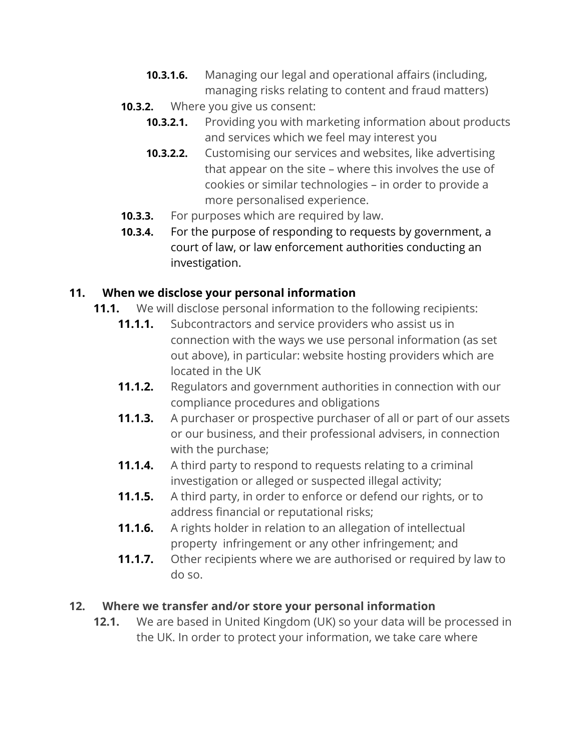- **10.3.1.6.** Managing our legal and operational affairs (including, managing risks relating to content and fraud matters)
- **10.3.2.** Where you give us consent:
  - **10.3.2.1.** Providing you with marketing information about products and services which we feel may interest you
  - **10.3.2.2.** Customising our services and websites, like advertising that appear on the site – where this involves the use of cookies or similar technologies – in order to provide a more personalised experience.
- **10.3.3.** For purposes which are required by law.
- **10.3.4.** For the purpose of responding to requests by government, a court of law, or law enforcement authorities conducting an investigation.

## 11. When we disclose your personal information

**11.1.** We will disclose personal information to the following recipients:

- **11.1.1.** Subcontractors and service providers who assist us in connection with the ways we use personal information (as set out above), in particular: website hosting providers which are located in the UK
- **11.1.2.** Regulators and government authorities in connection with our compliance procedures and obligations
- **11.1.3.** A purchaser or prospective purchaser of all or part of our assets or our business, and their professional advisers, in connection with the purchase;
- **11.1.4.** A third party to respond to requests relating to a criminal investigation or alleged or suspected illegal activity;
- **11.1.5.** A third party, in order to enforce or defend our rights, or to address financial or reputational risks;
- **11.1.6.** A rights holder in relation to an allegation of intellectual property infringement or any other infringement; and
- **11.1.7.** Other recipients where we are authorised or required by law to do so.

## 12. Where we transfer and/or store your personal information

**12.1.** We are based in United Kingdom (UK) so your data will be processed in the UK. In order to protect your information, we take care where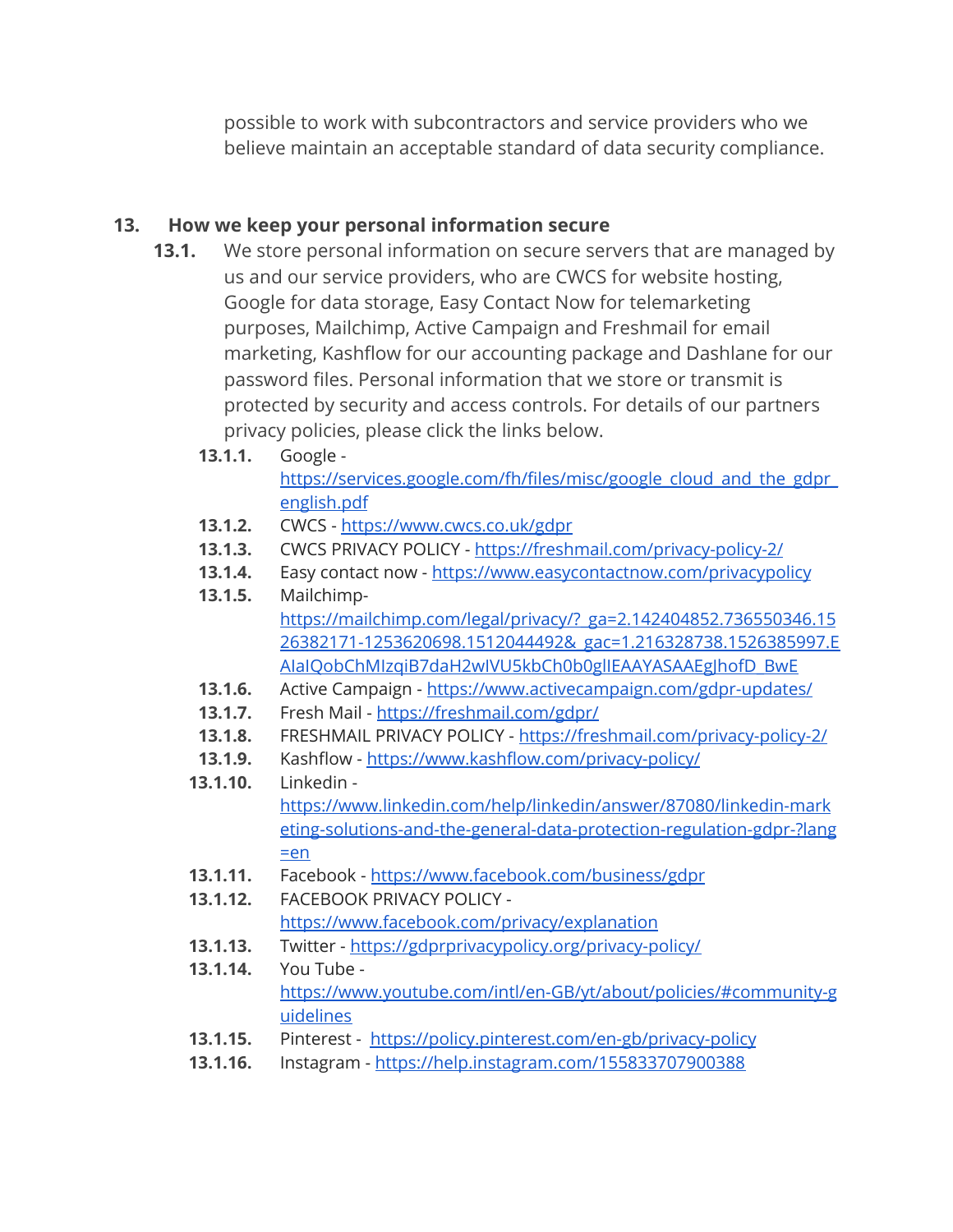possible to work with subcontractors and service providers who we believe maintain an acceptable standard of data security compliance.

## 13. How we keep your personal information secure

**13.1.** We store personal information on secure servers that are managed by us and our service providers, who are CWCS for website hosting, Google for data storage, Easy Contact Now for telemarketing purposes, Mailchimp, Active Campaign and Freshmail for email marketing, Kashflow for our accounting package and Dashlane for our password files. Personal information that we store or transmit is protected by security and access controls. For details of our partners privacy policies, please click the links below.

- **13.1.1.** Google - https://services.google.com/fh/files/misc/google_cloud_and_the_gdpr_english.pdf
- **13.1.2.** CWCS - https://www.cwcs.co.uk/gdpr
- **13.1.3.** CWCS PRIVACY POLICY - https://freshmail.com/privacy-policy-2/
- **13.1.4.** Easy contact now - https://www.easycontactnow.com/privacypolicy
- **13.1.5.** Mailchimp- https://mailchimp.com/legal/privacy/?_ga=2.142404852.736550346.1526382171-1253620698.1512044492&_gac=1.216328738.1526385997.EAIaIQobChMIzqiB7daH2wIVU5kbCh0b0glIEAAYASAAEgJhofD_BwE
- **13.1.6.** Active Campaign - https://www.activecampaign.com/gdpr-updates/
- **13.1.7.** Fresh Mail - https://freshmail.com/gdpr/
- **13.1.8.** FRESHMAIL PRIVACY POLICY - https://freshmail.com/privacy-policy-2/
- **13.1.9.** Kashflow - https://www.kashflow.com/privacy-policy/
- **13.1.10.** Linkedin - https://www.linkedin.com/help/linkedin/answer/87080/linkedin-marketing-solutions-and-the-general-data-protection-regulation-gdpr-?lang=en
- **13.1.11.** Facebook - https://www.facebook.com/business/gdpr
- **13.1.12.** FACEBOOK PRIVACY POLICY - https://www.facebook.com/privacy/explanation
- **13.1.13.** Twitter - https://gdprprivacypolicy.org/privacy-policy/
- **13.1.14.** You Tube - https://www.youtube.com/intl/en-GB/yt/about/policies/#community-guidelines
- **13.1.15.** Pinterest - https://policy.pinterest.com/en-gb/privacy-policy
- **13.1.16.** Instagram - https://help.instagram.com/155833707900388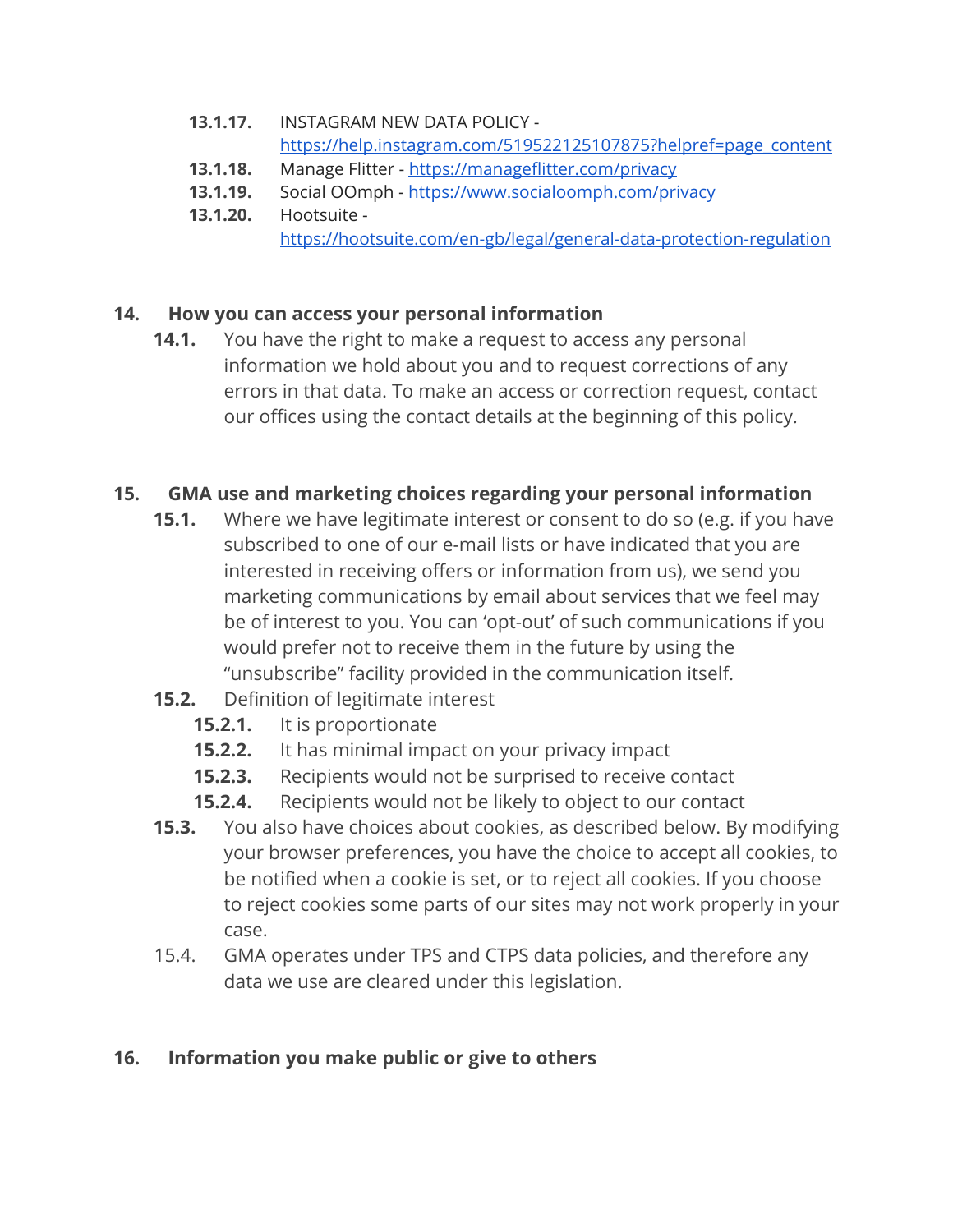- **13.1.17.** INSTAGRAM NEW DATA POLICY - https://help.instagram.com/519522125107875?helpref=page_content
- **13.1.18.** Manage Flitter - https://manageflitter.com/privacy
- **13.1.19.** Social OOmph - https://www.socialoomph.com/privacy
- **13.1.20.** Hootsuite - https://hootsuite.com/en-gb/legal/general-data-protection-regulation

## 14. How you can access your personal information

**14.1.** You have the right to make a request to access any personal information we hold about you and to request corrections of any errors in that data. To make an access or correction request, contact our offices using the contact details at the beginning of this policy.

## 15. GMA use and marketing choices regarding your personal information

**15.1.** Where we have legitimate interest or consent to do so (e.g. if you have subscribed to one of our e-mail lists or have indicated that you are interested in receiving offers or information from us), we send you marketing communications by email about services that we feel may be of interest to you. You can 'opt-out' of such communications if you would prefer not to receive them in the future by using the "unsubscribe" facility provided in the communication itself.

**15.2.** Definition of legitimate interest

- **15.2.1.** It is proportionate
- **15.2.2.** It has minimal impact on your privacy impact
- **15.2.3.** Recipients would not be surprised to receive contact
- **15.2.4.** Recipients would not be likely to object to our contact

**15.3.** You also have choices about cookies, as described below. By modifying your browser preferences, you have the choice to accept all cookies, to be notified when a cookie is set, or to reject all cookies. If you choose to reject cookies some parts of our sites may not work properly in your case.

15.4. GMA operates under TPS and CTPS data policies, and therefore any data we use are cleared under this legislation.

## 16. Information you make public or give to others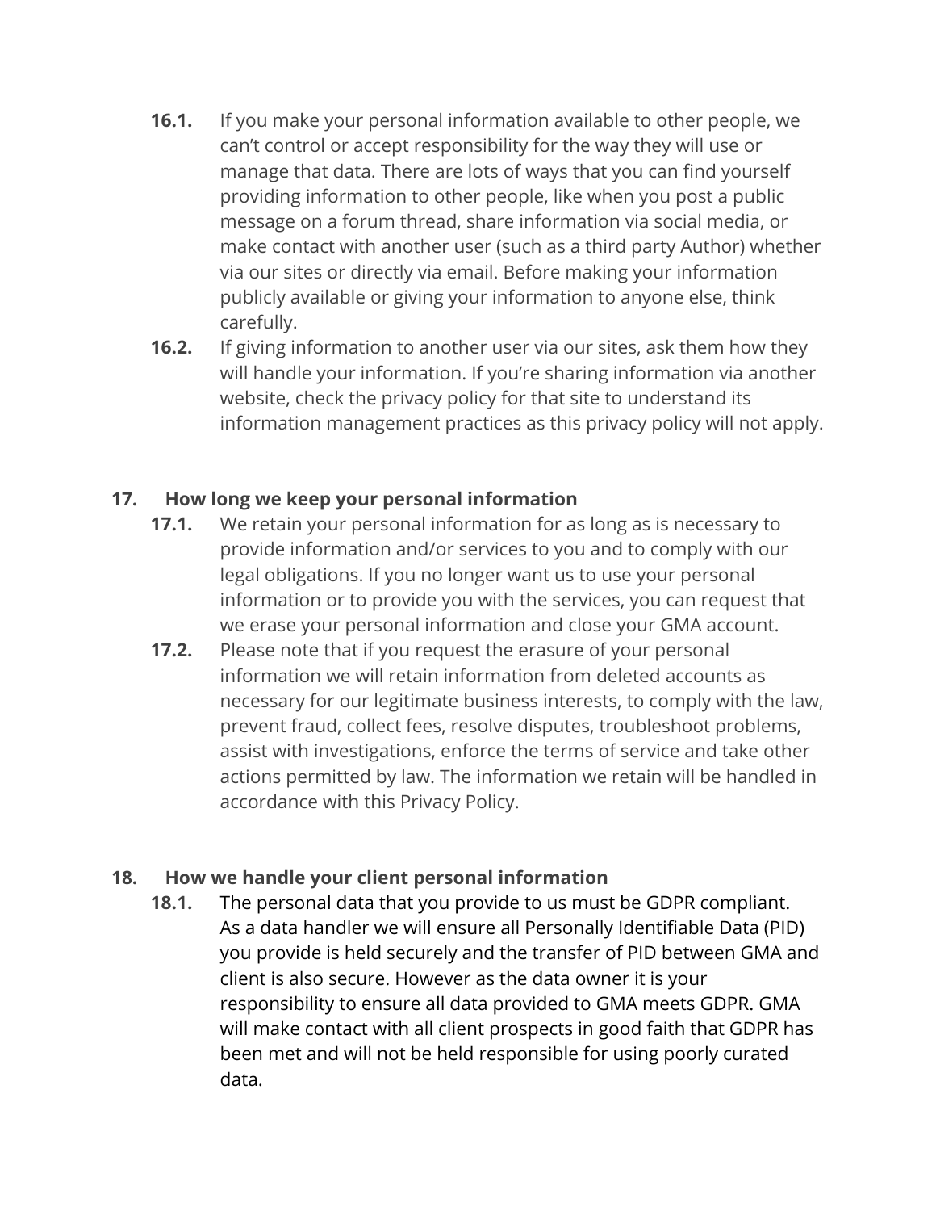**16.1.** If you make your personal information available to other people, we can't control or accept responsibility for the way they will use or manage that data. There are lots of ways that you can find yourself providing information to other people, like when you post a public message on a forum thread, share information via social media, or make contact with another user (such as a third party Author) whether via our sites or directly via email. Before making your information publicly available or giving your information to anyone else, think carefully.

**16.2.** If giving information to another user via our sites, ask them how they will handle your information. If you're sharing information via another website, check the privacy policy for that site to understand its information management practices as this privacy policy will not apply.

## 17. How long we keep your personal information

**17.1.** We retain your personal information for as long as is necessary to provide information and/or services to you and to comply with our legal obligations. If you no longer want us to use your personal information or to provide you with the services, you can request that we erase your personal information and close your GMA account.

**17.2.** Please note that if you request the erasure of your personal information we will retain information from deleted accounts as necessary for our legitimate business interests, to comply with the law, prevent fraud, collect fees, resolve disputes, troubleshoot problems, assist with investigations, enforce the terms of service and take other actions permitted by law. The information we retain will be handled in accordance with this Privacy Policy.

## 18. How we handle your client personal information

**18.1.** The personal data that you provide to us must be GDPR compliant. As a data handler we will ensure all Personally Identifiable Data (PID) you provide is held securely and the transfer of PID between GMA and client is also secure. However as the data owner it is your responsibility to ensure all data provided to GMA meets GDPR. GMA will make contact with all client prospects in good faith that GDPR has been met and will not be held responsible for using poorly curated data.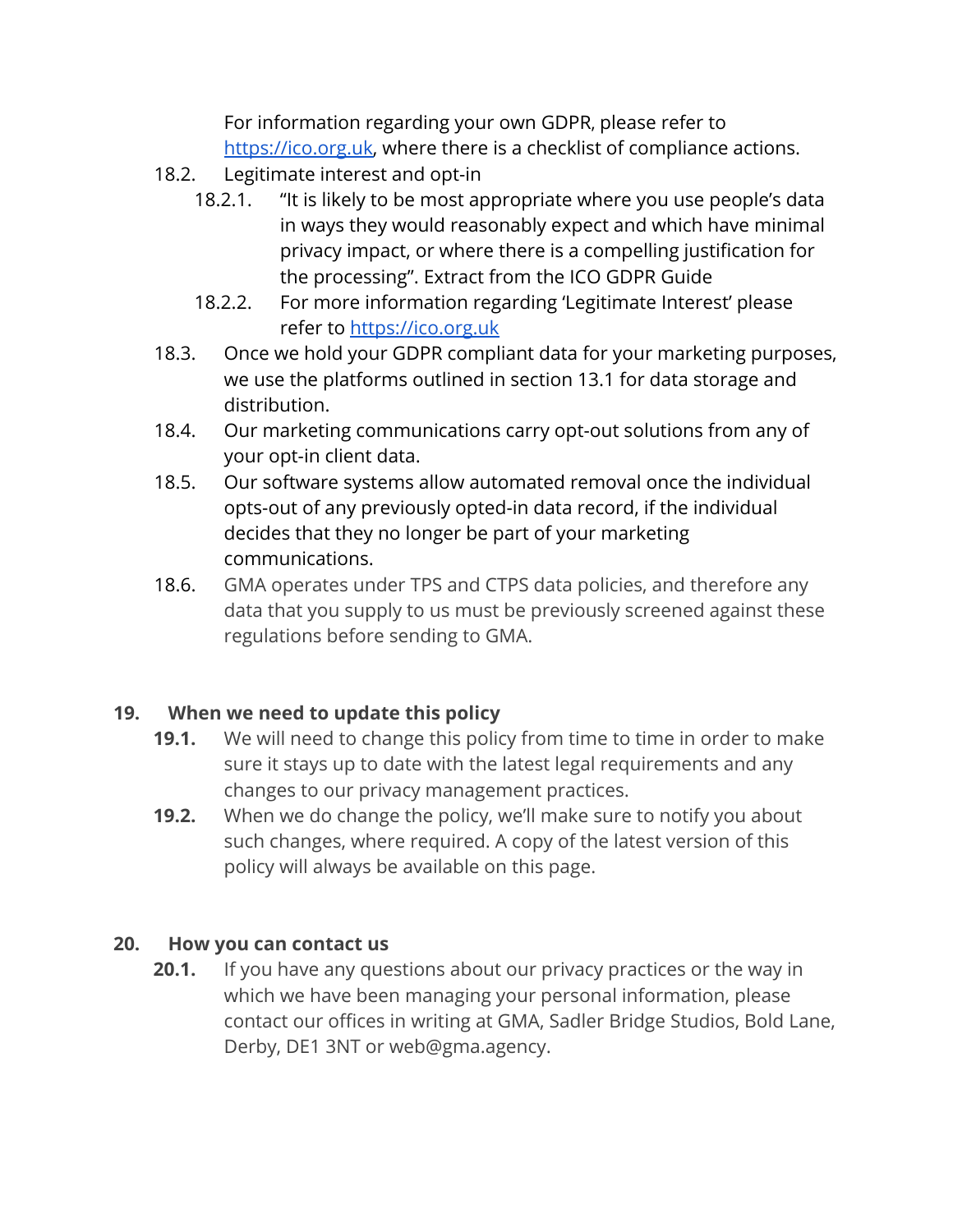For information regarding your own GDPR, please refer to [https://ico.org.uk](https://ico.org.uk), where there is a checklist of compliance actions.

18.2. Legitimate interest and opt-in

18.2.1. "It is likely to be most appropriate where you use people's data in ways they would reasonably expect and which have minimal privacy impact, or where there is a compelling justification for the processing". Extract from the ICO GDPR Guide

18.2.2. For more information regarding 'Legitimate Interest' please refer to [https://ico.org.uk](https://ico.org.uk)

18.3. Once we hold your GDPR compliant data for your marketing purposes, we use the platforms outlined in section 13.1 for data storage and distribution.

18.4. Our marketing communications carry opt-out solutions from any of your opt-in client data.

18.5. Our software systems allow automated removal once the individual opts-out of any previously opted-in data record, if the individual decides that they no longer be part of your marketing communications.

18.6. GMA operates under TPS and CTPS data policies, and therefore any data that you supply to us must be previously screened against these regulations before sending to GMA.

## 19. When we need to update this policy

**19.1.** We will need to change this policy from time to time in order to make sure it stays up to date with the latest legal requirements and any changes to our privacy management practices.

**19.2.** When we do change the policy, we'll make sure to notify you about such changes, where required. A copy of the latest version of this policy will always be available on this page.

## 20. How you can contact us

**20.1.** If you have any questions about our privacy practices or the way in which we have been managing your personal information, please contact our offices in writing at GMA, Sadler Bridge Studios, Bold Lane, Derby, DE1 3NT or web@gma.agency.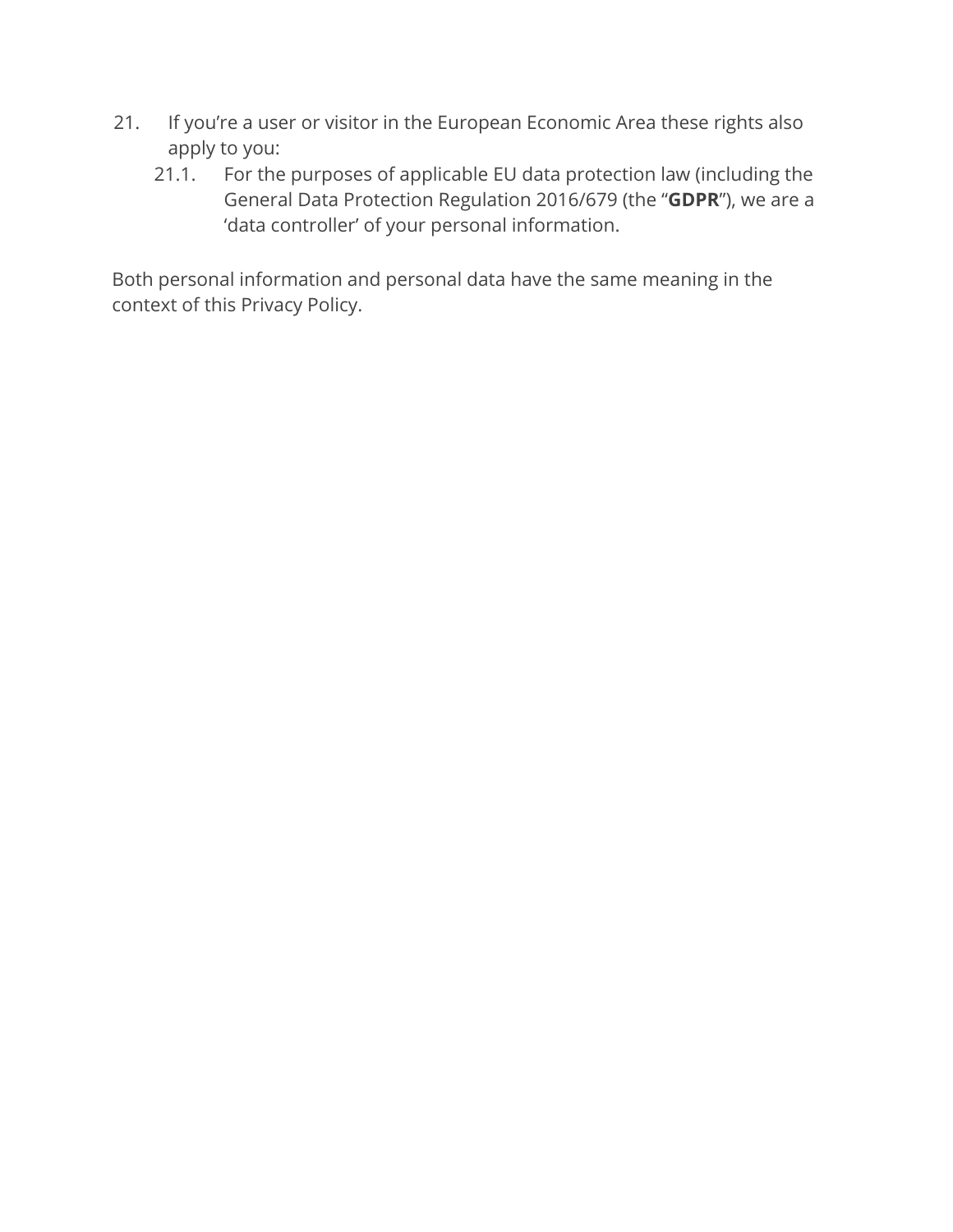21. If you’re a user or visitor in the European Economic Area these rights also apply to you:
    21.1. For the purposes of applicable EU data protection law (including the General Data Protection Regulation 2016/679 (the “**GDPR**”), we are a ‘data controller’ of your personal information.

Both personal information and personal data have the same meaning in the context of this Privacy Policy.